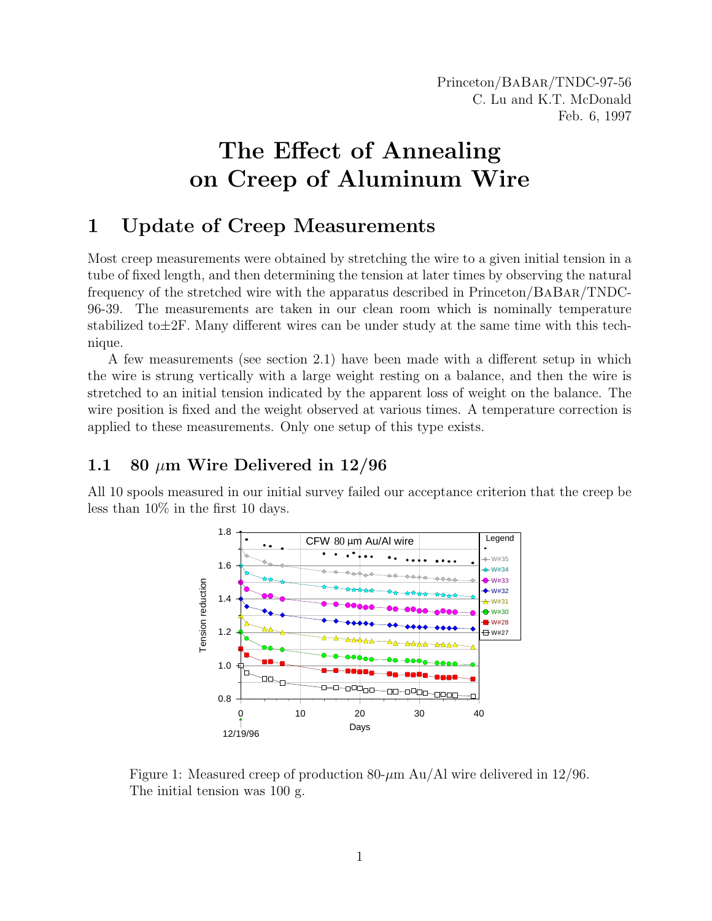Princeton/BaBar/TNDC-97-56
C. Lu and K.T. McDonald
Feb. 6, 1997

# The Effect of Annealing on Creep of Aluminum Wire

## 1 Update of Creep Measurements

Most creep measurements were obtained by stretching the wire to a given initial tension in a tube of fixed length, and then determining the tension at later times by observing the natural frequency of the stretched wire with the apparatus described in Princeton/BaBar/TNDC-96-39. The measurements are taken in our clean room which is nominally temperature stabilized to±2F. Many different wires can be under study at the same time with this technique.

A few measurements (see section 2.1) have been made with a different setup in which the wire is strung vertically with a large weight resting on a balance, and then the wire is stretched to an initial tension indicated by the apparent loss of weight on the balance. The wire position is fixed and the weight observed at various times. A temperature correction is applied to these measurements. Only one setup of this type exists.

### 1.1 80 $\mu$m Wire Delivered in 12/96

All 10 spools measured in our initial survey failed our acceptance criterion that the creep be less than 10% in the first 10 days.

Figure 1: Measured creep of production 80-$\mu$m Au/Al wire delivered in 12/96. The initial tension was 100 g.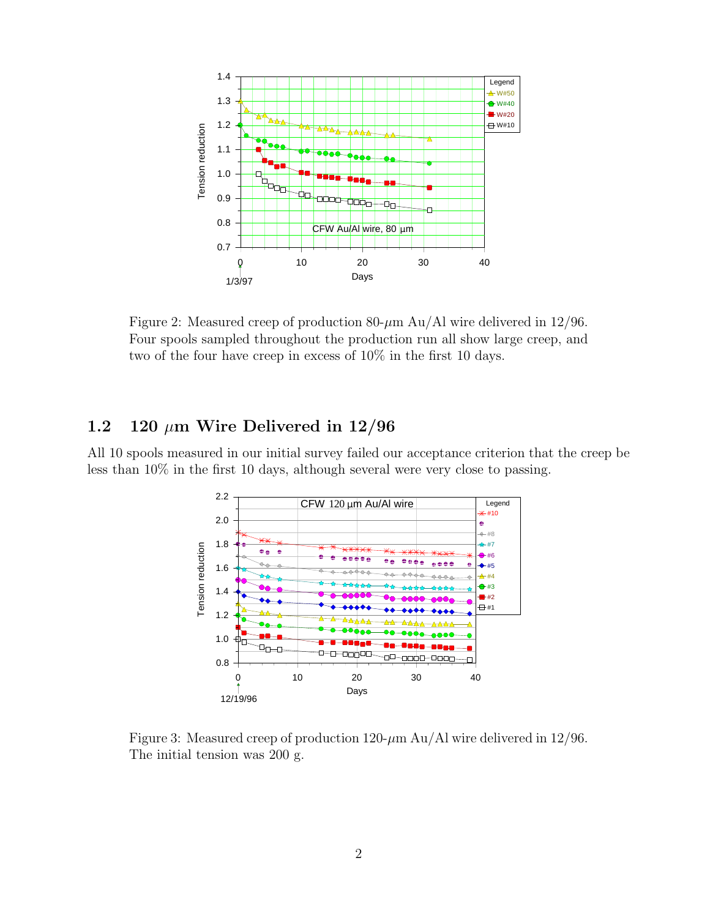Figure 2: Measured creep of production 80-$\mu$m Au/Al wire delivered in 12/96. Four spools sampled throughout the production run all show large creep, and two of the four have creep in excess of 10% in the first 10 days.

## 1.2 120 $\mu$m Wire Delivered in 12/96

All 10 spools measured in our initial survey failed our acceptance criterion that the creep be less than 10% in the first 10 days, although several were very close to passing.

Figure 3: Measured creep of production 120-$\mu$m Au/Al wire delivered in 12/96. The initial tension was 200 g.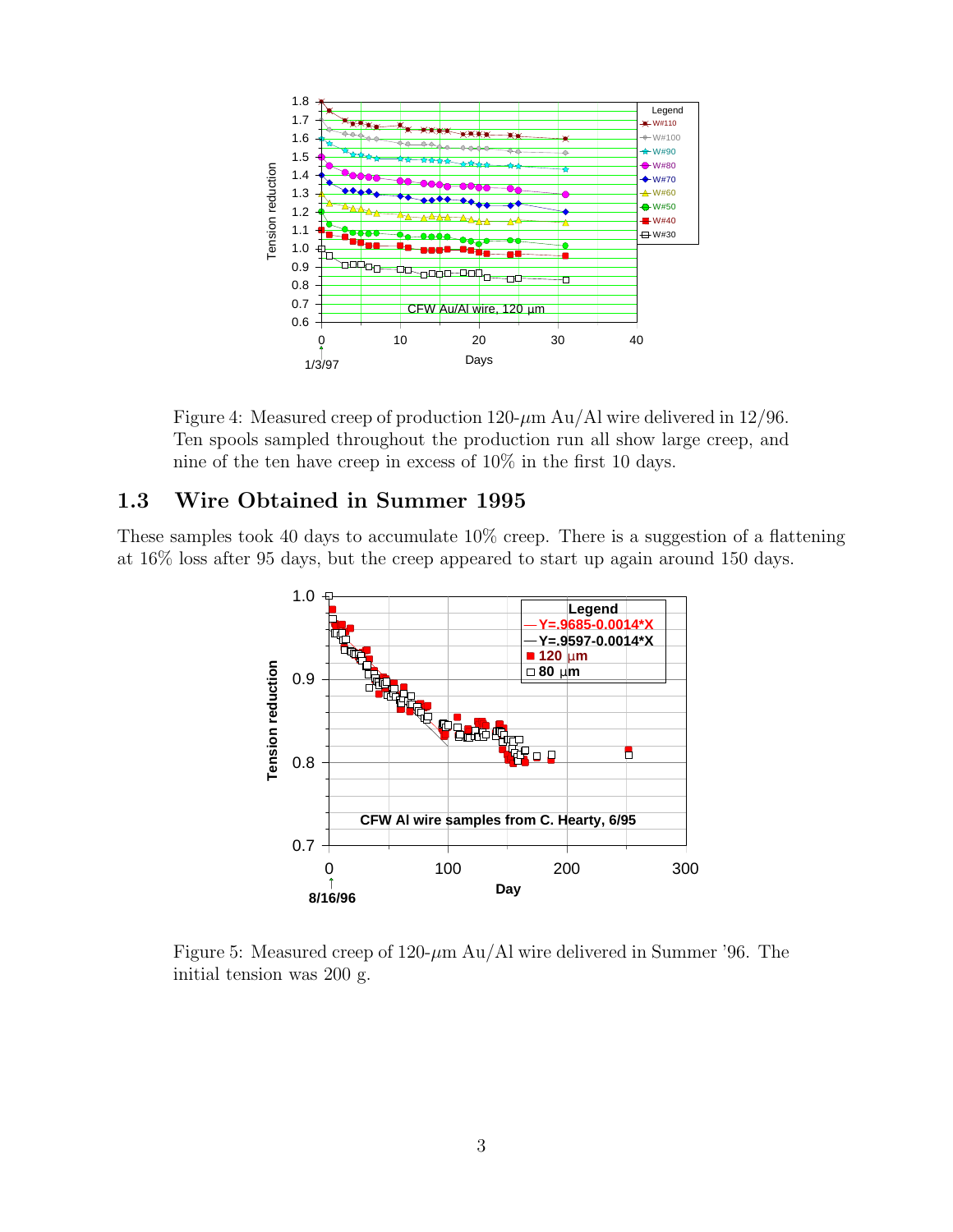Figure 4: Measured creep of production 120-$\mu$m Au/Al wire delivered in 12/96. Ten spools sampled throughout the production run all show large creep, and nine of the ten have creep in excess of 10% in the first 10 days.

## 1.3 Wire Obtained in Summer 1995

These samples took 40 days to accumulate 10% creep. There is a suggestion of a flattening at 16% loss after 95 days, but the creep appeared to start up again around 150 days.

Figure 5: Measured creep of 120-$\mu$m Au/Al wire delivered in Summer '96. The initial tension was 200 g.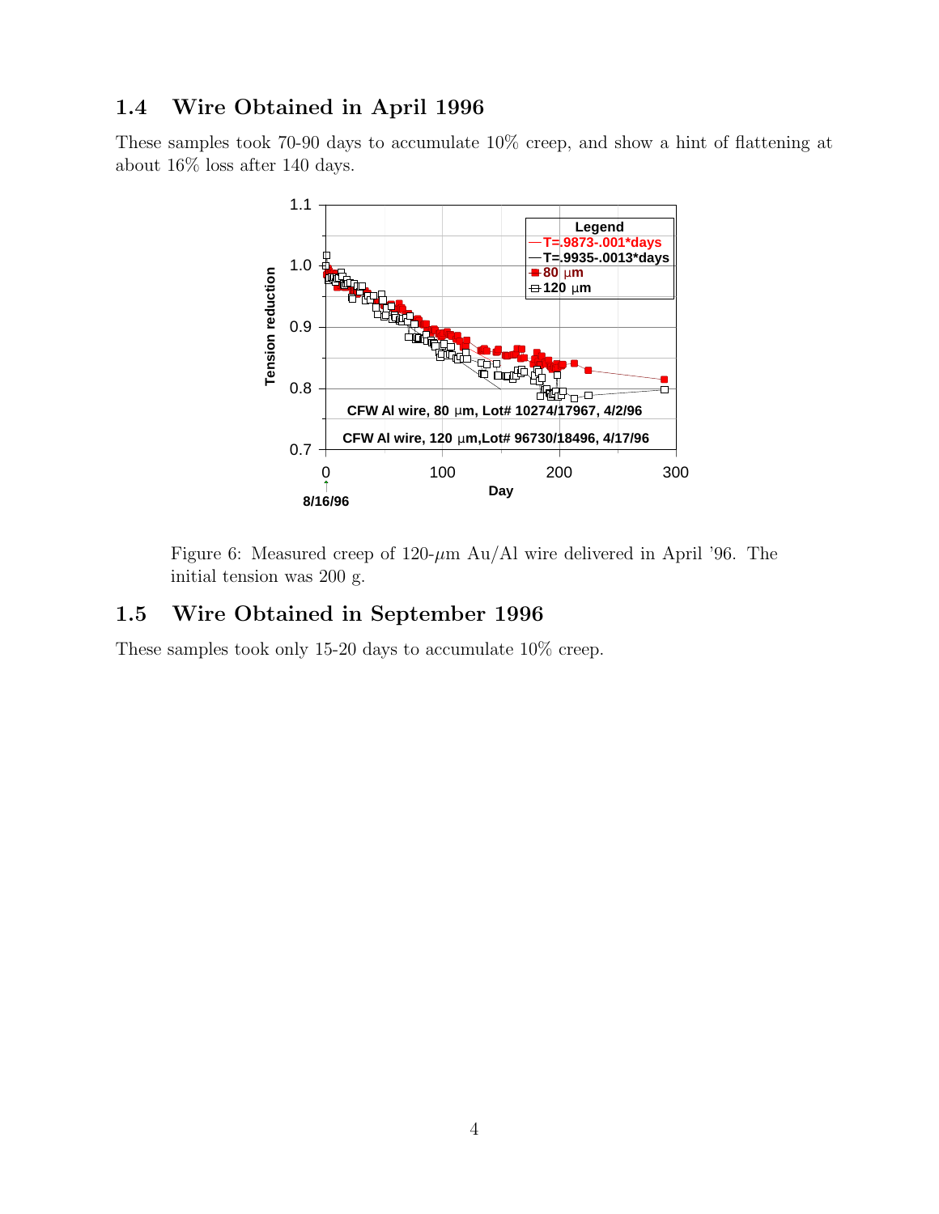## 1.4 Wire Obtained in April 1996

These samples took 70-90 days to accumulate 10% creep, and show a hint of flattening at about 16% loss after 140 days.

Figure 6: Measured creep of 120-$\mu$m Au/Al wire delivered in April '96. The initial tension was 200 g.

## 1.5 Wire Obtained in September 1996

These samples took only 15-20 days to accumulate 10% creep.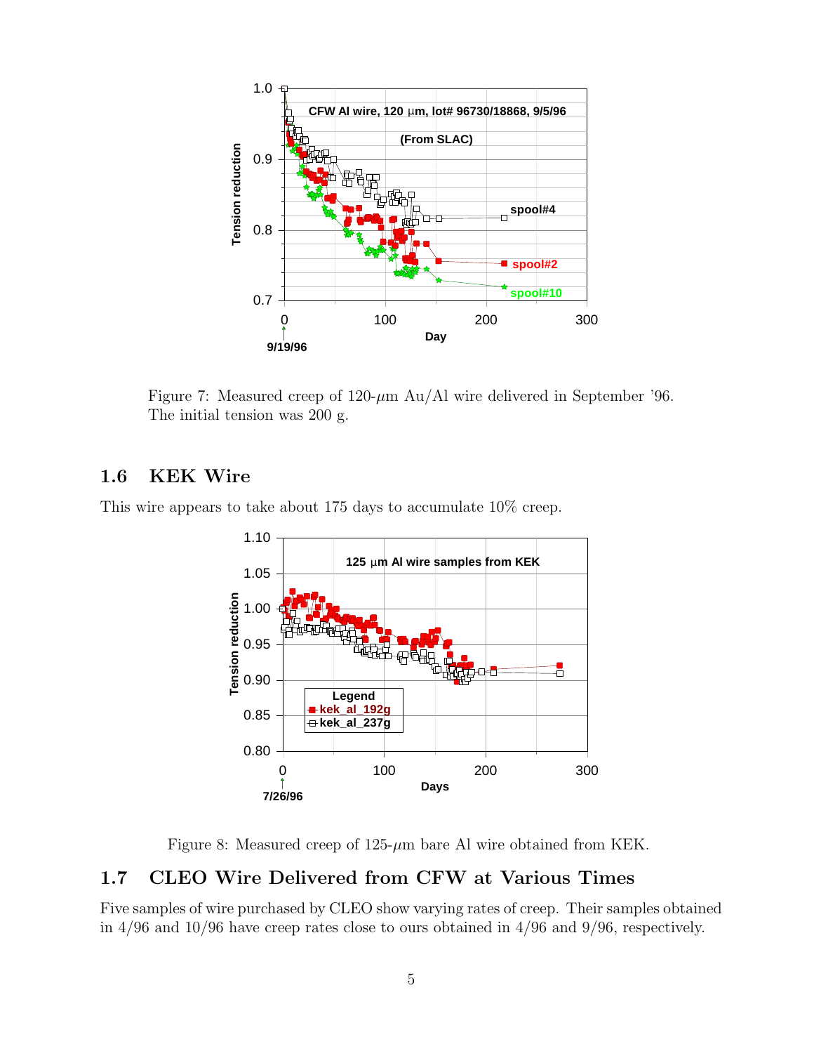Figure 7: Measured creep of 120-$\mu$m Au/Al wire delivered in September '96. The initial tension was 200 g.

## 1.6 KEK Wire

This wire appears to take about 175 days to accumulate 10% creep.

Figure 8: Measured creep of 125-$\mu$m bare Al wire obtained from KEK.

## 1.7 CLEO Wire Delivered from CFW at Various Times

Five samples of wire purchased by CLEO show varying rates of creep. Their samples obtained in 4/96 and 10/96 have creep rates close to ours obtained in 4/96 and 9/96, respectively.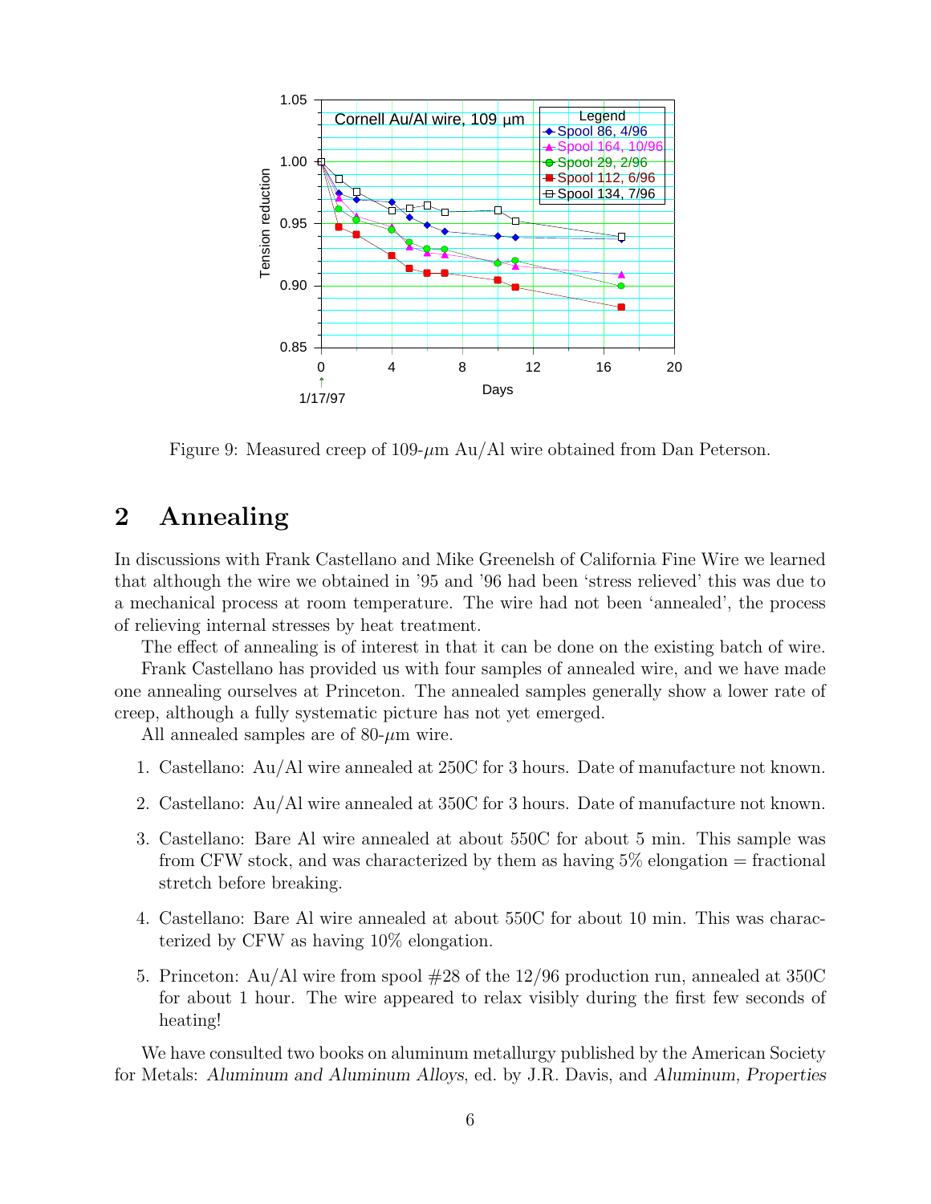Figure 9: Measured creep of 109-$\mu$m Au/Al wire obtained from Dan Peterson.

## 2 Annealing

In discussions with Frank Castellano and Mike Greenelsh of California Fine Wire we learned that although the wire we obtained in '95 and '96 had been 'stress relieved' this was due to a mechanical process at room temperature. The wire had not been 'annealed', the process of relieving internal stresses by heat treatment.

The effect of annealing is of interest in that it can be done on the existing batch of wire.

Frank Castellano has provided us with four samples of annealed wire, and we have made one annealing ourselves at Princeton. The annealed samples generally show a lower rate of creep, although a fully systematic picture has not yet emerged.

All annealed samples are of 80-$\mu$m wire.

1. Castellano: Au/Al wire annealed at 250C for 3 hours. Date of manufacture not known.

2. Castellano: Au/Al wire annealed at 350C for 3 hours. Date of manufacture not known.

3. Castellano: Bare Al wire annealed at about 550C for about 5 min. This sample was from CFW stock, and was characterized by them as having 5% elongation = fractional stretch before breaking.

4. Castellano: Bare Al wire annealed at about 550C for about 10 min. This was characterized by CFW as having 10% elongation.

5. Princeton: Au/Al wire from spool #28 of the 12/96 production run, annealed at 350C for about 1 hour. The wire appeared to relax visibly during the first few seconds of heating!

We have consulted two books on aluminum metallurgy published by the American Society for Metals: *Aluminum and Aluminum Alloys*, ed. by J.R. Davis, and *Aluminum, Properties*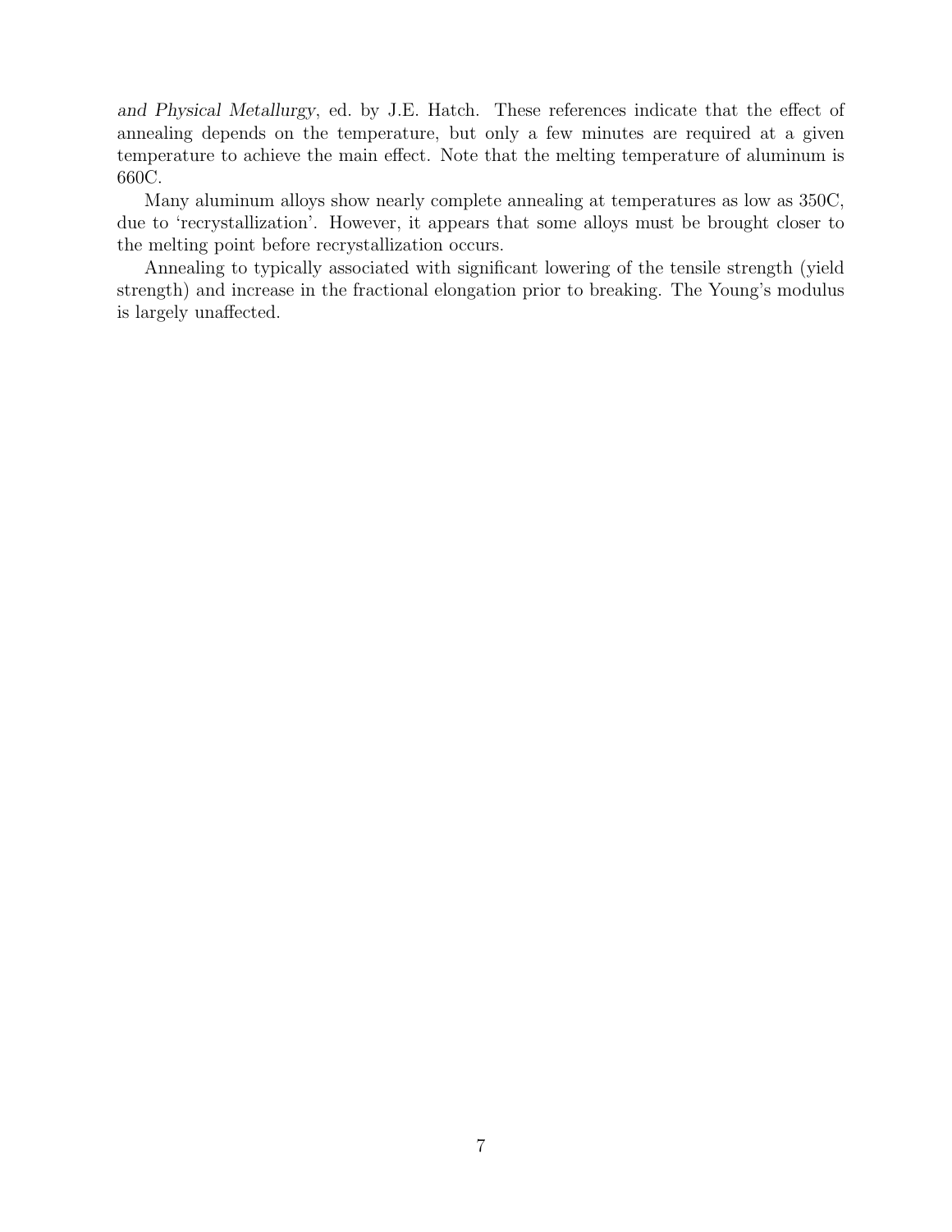*and Physical Metallurgy*, ed. by J.E. Hatch. These references indicate that the effect of annealing depends on the temperature, but only a few minutes are required at a given temperature to achieve the main effect. Note that the melting temperature of aluminum is 660C.

Many aluminum alloys show nearly complete annealing at temperatures as low as 350C, due to 'recrystallization'. However, it appears that some alloys must be brought closer to the melting point before recrystallization occurs.

Annealing to typically associated with significant lowering of the tensile strength (yield strength) and increase in the fractional elongation prior to breaking. The Young's modulus is largely unaffected.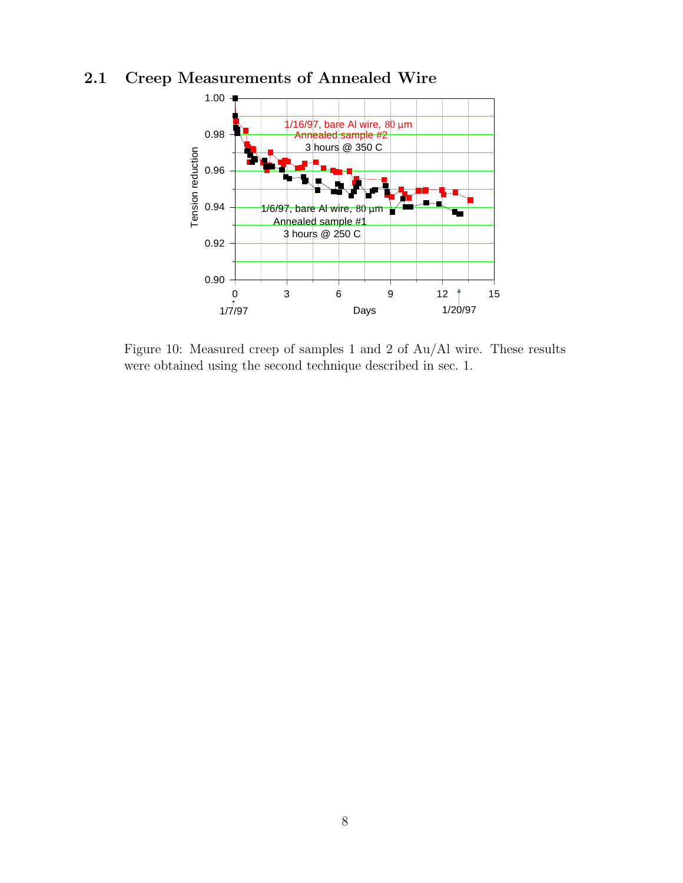## 2.1 Creep Measurements of Annealed Wire

Figure 10: Measured creep of samples 1 and 2 of Au/Al wire. These results were obtained using the second technique described in sec. 1.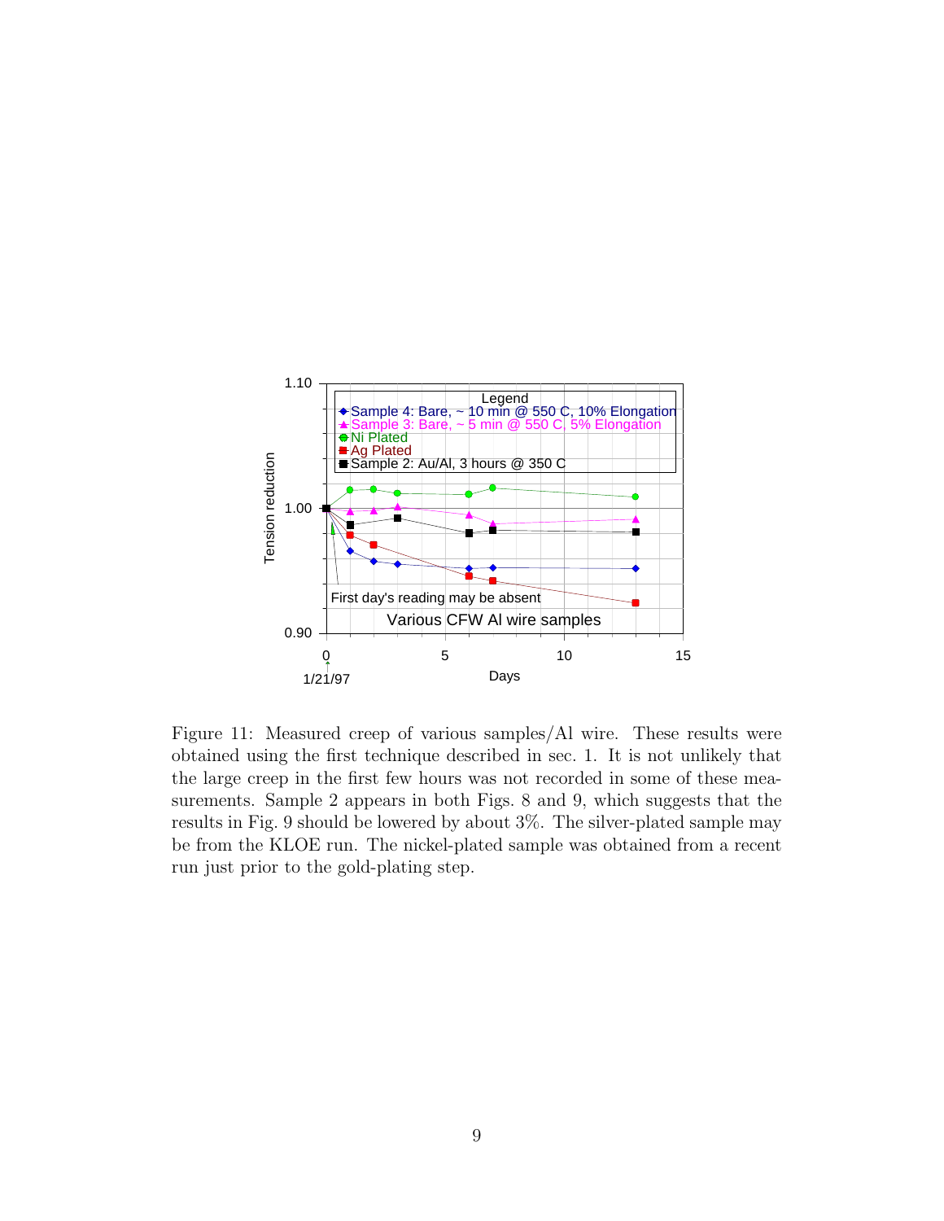Figure 11: Measured creep of various samples/Al wire. These results were obtained using the first technique described in sec. 1. It is not unlikely that the large creep in the first few hours was not recorded in some of these measurements. Sample 2 appears in both Figs. 8 and 9, which suggests that the results in Fig. 9 should be lowered by about 3%. The silver-plated sample may be from the KLOE run. The nickel-plated sample was obtained from a recent run just prior to the gold-plating step.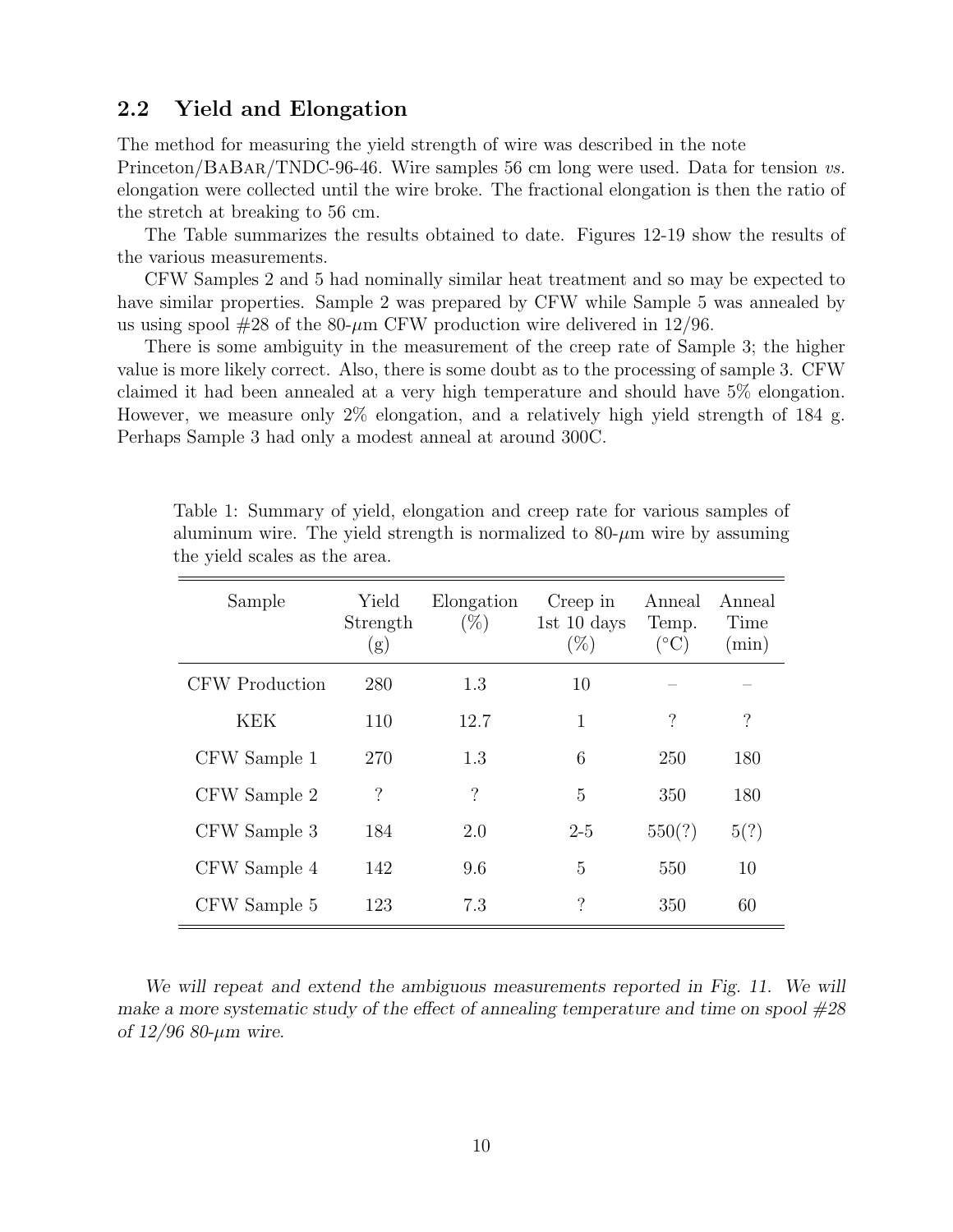## 2.2 Yield and Elongation

The method for measuring the yield strength of wire was described in the note Princeton/BaBar/TNDC-96-46. Wire samples 56 cm long were used. Data for tension *vs.* elongation were collected until the wire broke. The fractional elongation is then the ratio of the stretch at breaking to 56 cm.

The Table summarizes the results obtained to date. Figures 12-19 show the results of the various measurements.

CFW Samples 2 and 5 had nominally similar heat treatment and so may be expected to have similar properties. Sample 2 was prepared by CFW while Sample 5 was annealed by us using spool #28 of the 80-$\mu$m CFW production wire delivered in 12/96.

There is some ambiguity in the measurement of the creep rate of Sample 3; the higher value is more likely correct. Also, there is some doubt as to the processing of sample 3. CFW claimed it had been annealed at a very high temperature and should have 5% elongation. However, we measure only 2% elongation, and a relatively high yield strength of 184 g. Perhaps Sample 3 had only a modest anneal at around 300C.

Table 1: Summary of yield, elongation and creep rate for various samples of aluminum wire. The yield strength is normalized to 80-$\mu$m wire by assuming the yield scales as the area.

| Sample | Yield Strength (g) | Elongation (%) | Creep in 1st 10 days (%) | Anneal Temp. (°C) | Anneal Time (min) |
|---|---|---|---|---|---|
| CFW Production | 280 | 1.3 | 10 | – | – |
| KEK | 110 | 12.7 | 1 | ? | ? |
| CFW Sample 1 | 270 | 1.3 | 6 | 250 | 180 |
| CFW Sample 2 | ? | ? | 5 | 350 | 180 |
| CFW Sample 3 | 184 | 2.0 | 2-5 | 550(?) | 5(?) |
| CFW Sample 4 | 142 | 9.6 | 5 | 550 | 10 |
| CFW Sample 5 | 123 | 7.3 | ? | 350 | 60 |

*We will repeat and extend the ambiguous measurements reported in Fig. 11. We will make a more systematic study of the effect of annealing temperature and time on spool #28 of 12/96 80-$\mu$m wire.*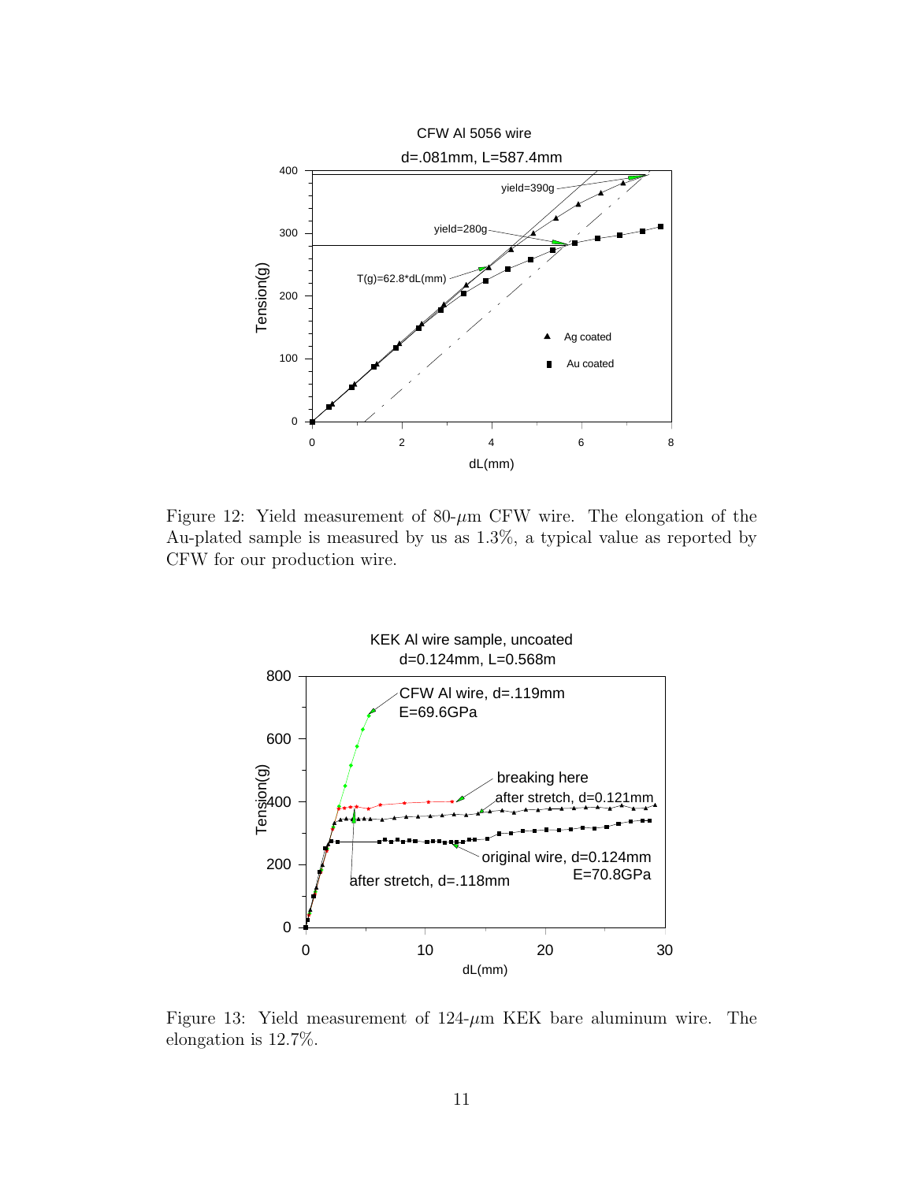Figure 12: Yield measurement of 80-$\mu$m CFW wire. The elongation of the Au-plated sample is measured by us as 1.3%, a typical value as reported by CFW for our production wire.

Figure 13: Yield measurement of 124-$\mu$m KEK bare aluminum wire. The elongation is 12.7%.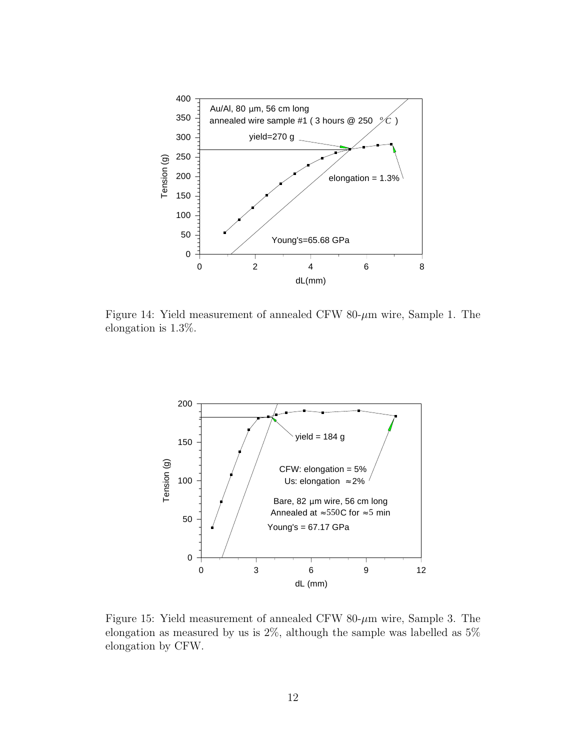Figure 14: Yield measurement of annealed CFW 80-$\mu$m wire, Sample 1. The elongation is 1.3%.

Figure 15: Yield measurement of annealed CFW 80-$\mu$m wire, Sample 3. The elongation as measured by us is 2%, although the sample was labelled as 5% elongation by CFW.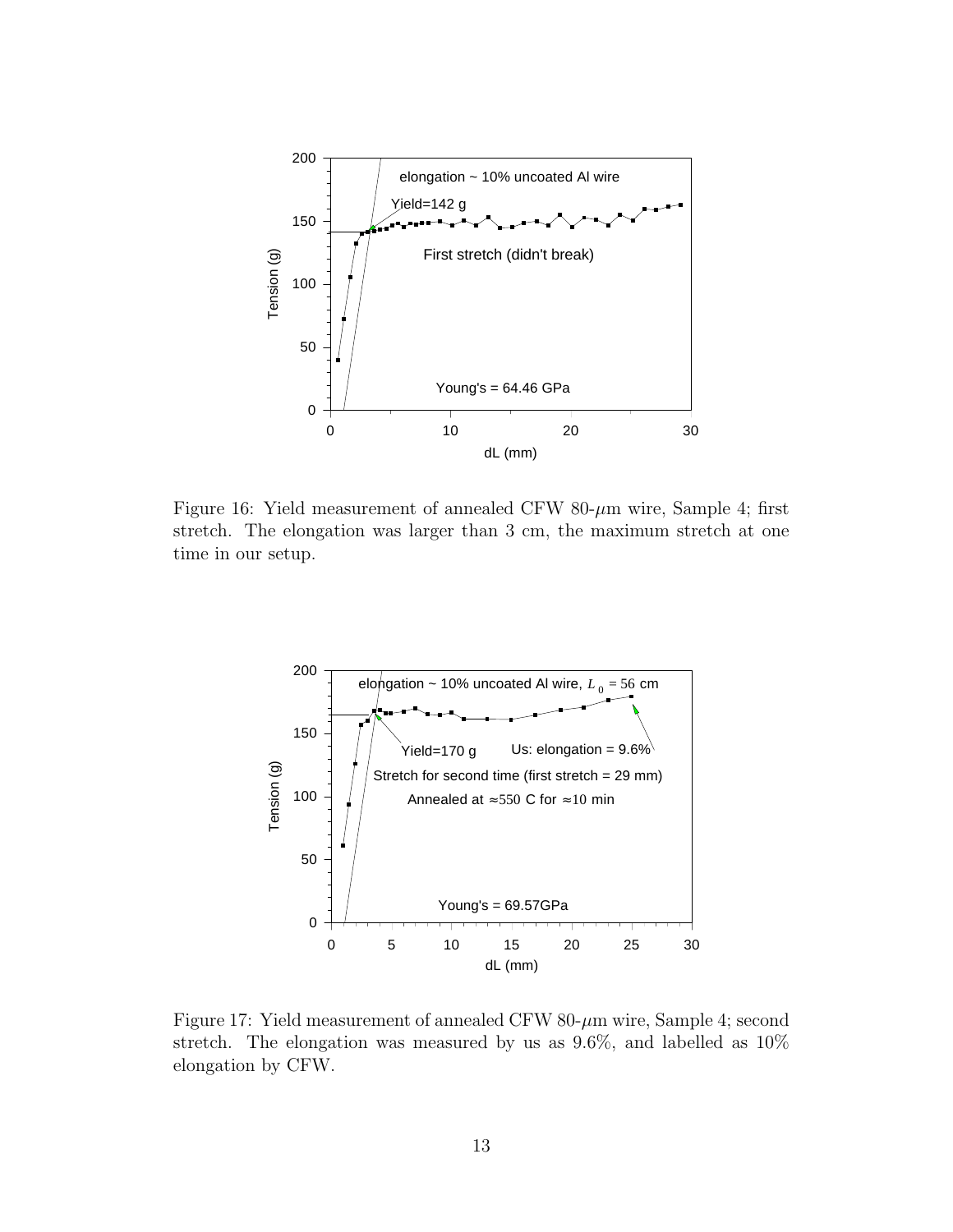Figure 16: Yield measurement of annealed CFW 80-$\mu$m wire, Sample 4; first stretch. The elongation was larger than 3 cm, the maximum stretch at one time in our setup.

Figure 17: Yield measurement of annealed CFW 80-$\mu$m wire, Sample 4; second stretch. The elongation was measured by us as 9.6%, and labelled as 10% elongation by CFW.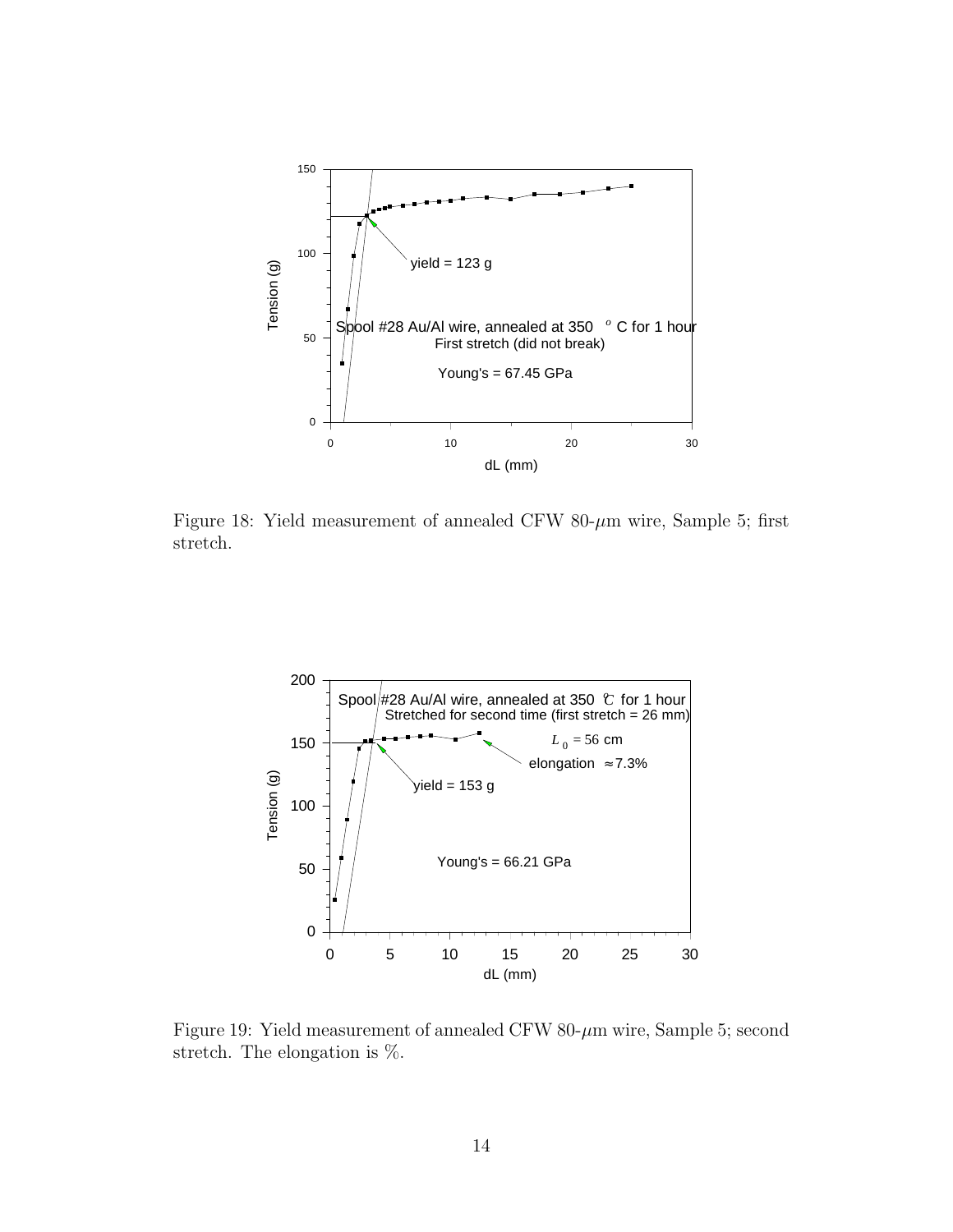150

100

50

0

Tension (g)

0

10

20

30

dL (mm)

yield = 123 g

Spool #28 Au/Al wire, annealed at 350 $^o$ C for 1 hour

First stretch (did not break)

Young's = 67.45 GPa

Figure 18: Yield measurement of annealed CFW 80-$\mu$m wire, Sample 5; first stretch.

200

150

100

50

0

Tension (g)

0

5

10

15

20

25

30

dL (mm)

Spool #28 Au/Al wire, annealed at 350 °C for 1 hour

Stretched for second time (first stretch = 26 mm)

$L_0 = 56$ cm

elongation ≈7.3%

yield = 153 g

Young's = 66.21 GPa

Figure 19: Yield measurement of annealed CFW 80-$\mu$m wire, Sample 5; second stretch. The elongation is %.